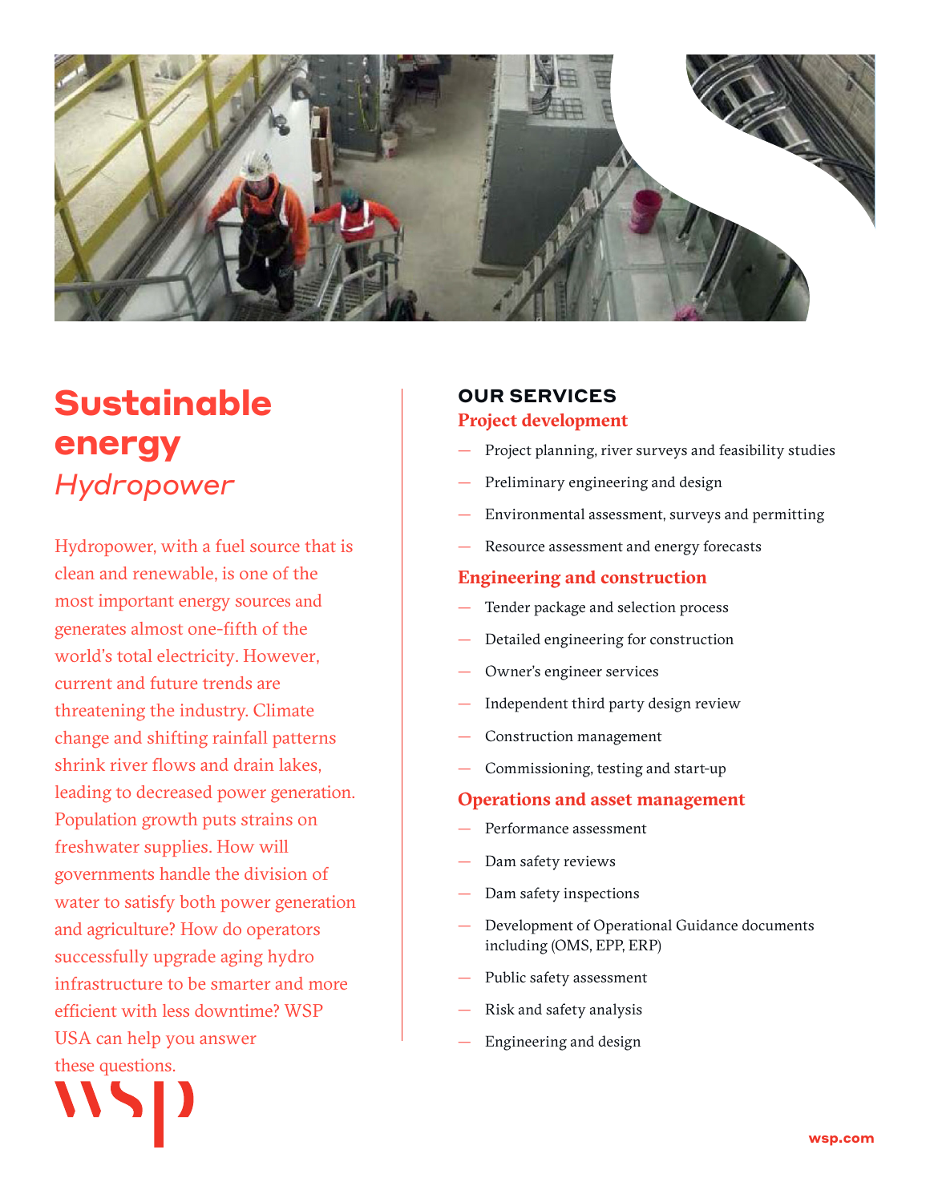# Sustainable energy

## *Hydropower*

Hydropower, with a fuel source that is clean and renewable, is one of the most important energy sources and generates almost one-fifth of the world's total electricity. However, current and future trends are threatening the industry. Climate change and shifting rainfall patterns shrink river flows and drain lakes, leading to decreased power generation. Population growth puts strains on freshwater supplies. How will governments handle the division of water to satisfy both power generation and agriculture? How do operators successfully upgrade aging hydro infrastructure to be smarter and more efficient with less downtime? WSP USA can help you answer these questions.

## OUR SERVICES

### Project development

- Project planning, river surveys and feasibility studies
- Preliminary engineering and design
- Environmental assessment, surveys and permitting
- Resource assessment and energy forecasts

### Engineering and construction

- Tender package and selection process
- Detailed engineering for construction
- Owner's engineer services
- Independent third party design review
- Construction management
- Commissioning, testing and start-up

### Operations and asset management

- Performance assessment
- Dam safety reviews
- Dam safety inspections
- Development of Operational Guidance documents including (OMS, EPP, ERP)
- Public safety assessment
- Risk and safety analysis
- Engineering and design

wsp.com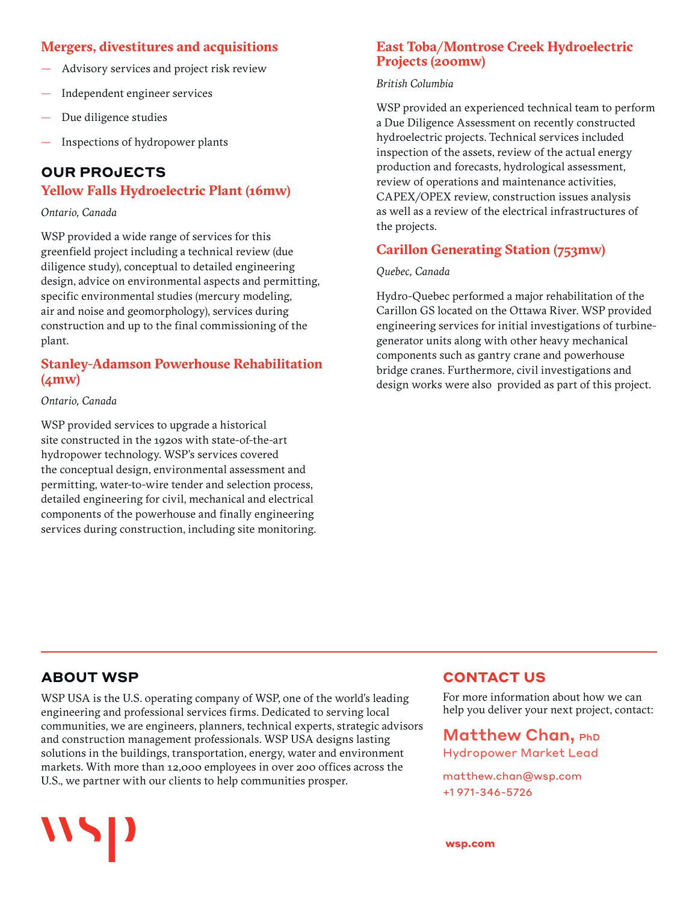## Mergers, divestitures and acquisitions

- Advisory services and project risk review
- Independent engineer services
- Due diligence studies
- Inspections of hydropower plants

## OUR PROJECTS

### Yellow Falls Hydroelectric Plant (16mw)

*Ontario, Canada*

WSP provided a wide range of services for this greenfield project including a technical review (due diligence study), conceptual to detailed engineering design, advice on environmental aspects and permitting, specific environmental studies (mercury modeling, air and noise and geomorphology), services during construction and up to the final commissioning of the plant.

### Stanley-Adamson Powerhouse Rehabilitation (4mw)

*Ontario, Canada*

WSP provided services to upgrade a historical site constructed in the 1920s with state-of-the-art hydropower technology. WSP's services covered the conceptual design, environmental assessment and permitting, water-to-wire tender and selection process, detailed engineering for civil, mechanical and electrical components of the powerhouse and finally engineering services during construction, including site monitoring.

### East Toba/Montrose Creek Hydroelectric Projects (200mw)

*British Columbia*

WSP provided an experienced technical team to perform a Due Diligence Assessment on recently constructed hydroelectric projects. Technical services included inspection of the assets, review of the actual energy production and forecasts, hydrological assessment, review of operations and maintenance activities, CAPEX/OPEX review, construction issues analysis as well as a review of the electrical infrastructures of the projects.

### Carillon Generating Station (753mw)

*Quebec, Canada*

Hydro-Quebec performed a major rehabilitation of the Carillon GS located on the Ottawa River. WSP provided engineering services for initial investigations of turbine-generator units along with other heavy mechanical components such as gantry crane and powerhouse bridge cranes. Furthermore, civil investigations and design works were also provided as part of this project.

## ABOUT WSP

WSP USA is the U.S. operating company of WSP, one of the world's leading engineering and professional services firms. Dedicated to serving local communities, we are engineers, planners, technical experts, strategic advisors and construction management professionals. WSP USA designs lasting solutions in the buildings, transportation, energy, water and environment markets. With more than 12,000 employees in over 200 offices across the U.S., we partner with our clients to help communities prosper.

## CONTACT US

For more information about how we can help you deliver your next project, contact:

**Matthew Chan, PhD**
Hydropower Market Lead

matthew.chan@wsp.com
+1 971-346-5726

wsp.com